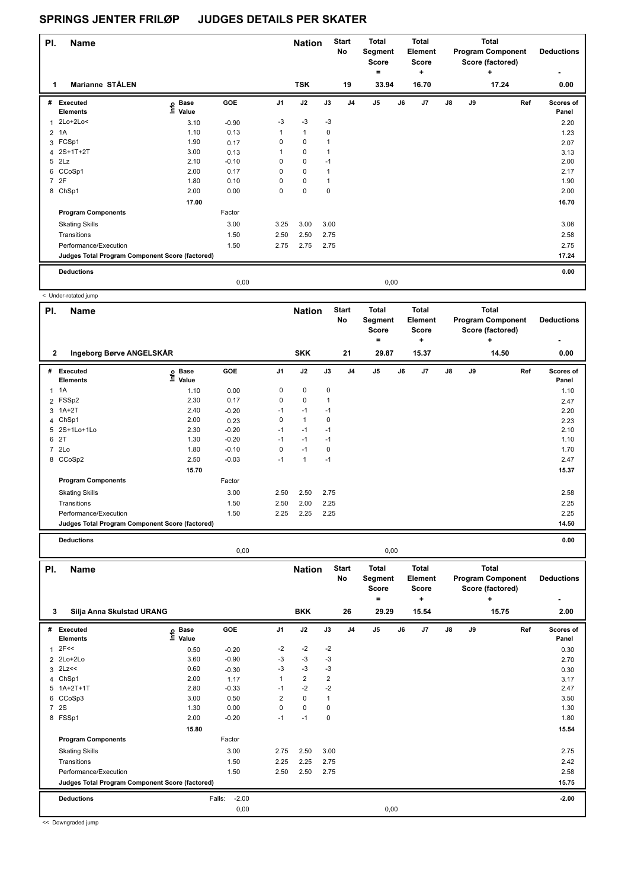# SPRINGS JENTER FRILØP JUDGES DETAILS PER SKATER

| Pl. | Name | Nation | Start No | Total Segment Score = | Total Element Score + | Total Program Component Score (factored) + | Deductions - |
|---|---|---|---|---|---|---|---|
| 1 | Marianne STÅLEN | TSK | 19 | 33.94 | 16.70 | 17.24 | 0.00 |

| # | Executed Elements | Info | Base Value | GOE | J1 | J2 | J3 | J4 | J5 | J6 | J7 | J8 | J9 | Ref | Scores of Panel |
|---|---|---|---|---|---|---|---|---|---|---|---|---|---|---|---|
| 1 | 2Lo+2Lo< | | 3.10 | -0.90 | -3 | -3 | -3 | | | | | | | | 2.20 |
| 2 | 1A | | 1.10 | 0.13 | 1 | 1 | 0 | | | | | | | | 1.23 |
| 3 | FCSp1 | | 1.90 | 0.17 | 0 | 0 | 1 | | | | | | | | 2.07 |
| 4 | 2S+1T+2T | | 3.00 | 0.13 | 1 | 0 | 1 | | | | | | | | 3.13 |
| 5 | 2Lz | | 2.10 | -0.10 | 0 | 0 | -1 | | | | | | | | 2.00 |
| 6 | CCoSp1 | | 2.00 | 0.17 | 0 | 0 | 1 | | | | | | | | 2.17 |
| 7 | 2F | | 1.80 | 0.10 | 0 | 0 | 1 | | | | | | | | 1.90 |
| 8 | ChSp1 | | 2.00 | 0.00 | 0 | 0 | 0 | | | | | | | | 2.00 |
| | | | 17.00 | | | | | | | | | | | | 16.70 |
| | **Program Components** | | | Factor | | | | | | | | | | | |
| | Skating Skills | | | 3.00 | 3.25 | 3.00 | 3.00 | | | | | | | | 3.08 |
| | Transitions | | | 1.50 | 2.50 | 2.50 | 2.75 | | | | | | | | 2.58 |
| | Performance/Execution | | | 1.50 | 2.75 | 2.75 | 2.75 | | | | | | | | 2.75 |
| | **Judges Total Program Component Score (factored)** | | | | | | | | | | | | | | 17.24 |
| | **Deductions** | | | | | | | | | | | | | | 0.00 |
| | | | | 0,00 | | | | | 0,00 | | | | | | |

< Under-rotated jump

| Pl. | Name | Nation | Start No | Total Segment Score = | Total Element Score + | Total Program Component Score (factored) + | Deductions - |
|---|---|---|---|---|---|---|---|
| 2 | Ingeborg Børve ANGELSKÅR | SKK | 21 | 29.87 | 15.37 | 14.50 | 0.00 |

| # | Executed Elements | Info | Base Value | GOE | J1 | J2 | J3 | J4 | J5 | J6 | J7 | J8 | J9 | Ref | Scores of Panel |
|---|---|---|---|---|---|---|---|---|---|---|---|---|---|---|---|
| 1 | 1A | | 1.10 | 0.00 | 0 | 0 | 0 | | | | | | | | 1.10 |
| 2 | FSSp2 | | 2.30 | 0.17 | 0 | 0 | 1 | | | | | | | | 2.47 |
| 3 | 1A+2T | | 2.40 | -0.20 | -1 | -1 | -1 | | | | | | | | 2.20 |
| 4 | ChSp1 | | 2.00 | 0.23 | 0 | 1 | 0 | | | | | | | | 2.23 |
| 5 | 2S+1Lo+1Lo | | 2.30 | -0.20 | -1 | -1 | -1 | | | | | | | | 2.10 |
| 6 | 2T | | 1.30 | -0.20 | -1 | -1 | -1 | | | | | | | | 1.10 |
| 7 | 2Lo | | 1.80 | -0.10 | 0 | -1 | 0 | | | | | | | | 1.70 |
| 8 | CCoSp2 | | 2.50 | -0.03 | -1 | 1 | -1 | | | | | | | | 2.47 |
| | | | 15.70 | | | | | | | | | | | | 15.37 |
| | **Program Components** | | | Factor | | | | | | | | | | | |
| | Skating Skills | | | 3.00 | 2.50 | 2.50 | 2.75 | | | | | | | | 2.58 |
| | Transitions | | | 1.50 | 2.50 | 2.00 | 2.25 | | | | | | | | 2.25 |
| | Performance/Execution | | | 1.50 | 2.25 | 2.25 | 2.25 | | | | | | | | 2.25 |
| | **Judges Total Program Component Score (factored)** | | | | | | | | | | | | | | 14.50 |
| | **Deductions** | | | | | | | | | | | | | | 0.00 |
| | | | | 0,00 | | | | | 0,00 | | | | | | |

| Pl. | Name | Nation | Start No | Total Segment Score = | Total Element Score + | Total Program Component Score (factored) + | Deductions - |
|---|---|---|---|---|---|---|---|
| 3 | Silja Anna Skulstad URANG | BKK | 26 | 29.29 | 15.54 | 15.75 | 2.00 |

| # | Executed Elements | Info | Base Value | GOE | J1 | J2 | J3 | J4 | J5 | J6 | J7 | J8 | J9 | Ref | Scores of Panel |
|---|---|---|---|---|---|---|---|---|---|---|---|---|---|---|---|
| 1 | 2F<< | | 0.50 | -0.20 | -2 | -2 | -2 | | | | | | | | 0.30 |
| 2 | 2Lo+2Lo | | 3.60 | -0.90 | -3 | -3 | -3 | | | | | | | | 2.70 |
| 3 | 2Lz<< | | 0.60 | -0.30 | -3 | -3 | -3 | | | | | | | | 0.30 |
| 4 | ChSp1 | | 2.00 | 1.17 | 1 | 2 | 2 | | | | | | | | 3.17 |
| 5 | 1A+2T+1T | | 2.80 | -0.33 | -1 | -2 | -2 | | | | | | | | 2.47 |
| 6 | CCoSp3 | | 3.00 | 0.50 | 2 | 0 | 1 | | | | | | | | 3.50 |
| 7 | 2S | | 1.30 | 0.00 | 0 | 0 | 0 | | | | | | | | 1.30 |
| 8 | FSSp1 | | 2.00 | -0.20 | -1 | -1 | 0 | | | | | | | | 1.80 |
| | | | 15.80 | | | | | | | | | | | | 15.54 |
| | **Program Components** | | | Factor | | | | | | | | | | | |
| | Skating Skills | | | 3.00 | 2.75 | 2.50 | 3.00 | | | | | | | | 2.75 |
| | Transitions | | | 1.50 | 2.25 | 2.25 | 2.75 | | | | | | | | 2.42 |
| | Performance/Execution | | | 1.50 | 2.50 | 2.50 | 2.75 | | | | | | | | 2.58 |
| | **Judges Total Program Component Score (factored)** | | | | | | | | | | | | | | 15.75 |
| | **Deductions** | | | Falls: -2.00 | | | | | | | | | | | -2.00 |
| | | | | 0,00 | | | | | 0,00 | | | | | | |

<< Downgraded jump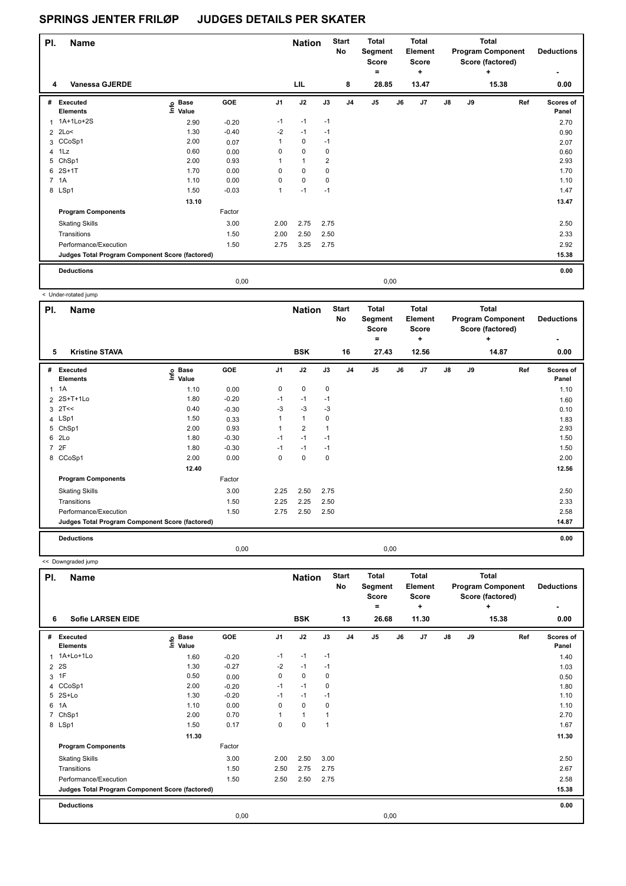# SPRINGS JENTER FRILØP JUDGES DETAILS PER SKATER

| Pl. | Name | Nation | Start No | Total Segment Score = | Total Element Score + | Total Program Component Score (factored) + | Deductions - |
|---|---|---|---|---|---|---|---|
| 4 | Vanessa GJERDE | LIL | 8 | 28.85 | 13.47 | 15.38 | 0.00 |

| # | Executed Elements | Info | Base Value | GOE | J1 | J2 | J3 | J4 | J5 | J6 | J7 | J8 | J9 | Ref | Scores of Panel |
|---|---|---|---|---|---|---|---|---|---|---|---|---|---|---|---|
| 1 | 1A+1Lo+2S | | 2.90 | -0.20 | -1 | -1 | -1 | | | | | | | | 2.70 |
| 2 | 2Lo< | | 1.30 | -0.40 | -2 | -1 | -1 | | | | | | | | 0.90 |
| 3 | CCoSp1 | | 2.00 | 0.07 | 1 | 0 | -1 | | | | | | | | 2.07 |
| 4 | 1Lz | | 0.60 | 0.00 | 0 | 0 | 0 | | | | | | | | 0.60 |
| 5 | ChSp1 | | 2.00 | 0.93 | 1 | 1 | 2 | | | | | | | | 2.93 |
| 6 | 2S+1T | | 1.70 | 0.00 | 0 | 0 | 0 | | | | | | | | 1.70 |
| 7 | 1A | | 1.10 | 0.00 | 0 | 0 | 0 | | | | | | | | 1.10 |
| 8 | LSp1 | | 1.50 | -0.03 | 1 | -1 | -1 | | | | | | | | 1.47 |
| | | | 13.10 | | | | | | | | | | | | 13.47 |
| | **Program Components** | | | Factor | | | | | | | | | | | |
| | Skating Skills | | | 3.00 | 2.00 | 2.75 | 2.75 | | | | | | | | 2.50 |
| | Transitions | | | 1.50 | 2.00 | 2.50 | 2.50 | | | | | | | | 2.33 |
| | Performance/Execution | | | 1.50 | 2.75 | 3.25 | 2.75 | | | | | | | | 2.92 |
| | **Judges Total Program Component Score (factored)** | | | | | | | | | | | | | | 15.38 |
| | **Deductions** | | | | | | | | | | | | | | 0.00 |
| | | | | 0,00 | | | | | 0,00 | | | | | | |

< Under-rotated jump

| Pl. | Name | Nation | Start No | Total Segment Score = | Total Element Score + | Total Program Component Score (factored) + | Deductions - |
|---|---|---|---|---|---|---|---|
| 5 | Kristine STAVA | BSK | 16 | 27.43 | 12.56 | 14.87 | 0.00 |

| # | Executed Elements | Info | Base Value | GOE | J1 | J2 | J3 | J4 | J5 | J6 | J7 | J8 | J9 | Ref | Scores of Panel |
|---|---|---|---|---|---|---|---|---|---|---|---|---|---|---|---|
| 1 | 1A | | 1.10 | 0.00 | 0 | 0 | 0 | | | | | | | | 1.10 |
| 2 | 2S+T+1Lo | | 1.80 | -0.20 | -1 | -1 | -1 | | | | | | | | 1.60 |
| 3 | 2T<< | | 0.40 | -0.30 | -3 | -3 | -3 | | | | | | | | 0.10 |
| 4 | LSp1 | | 1.50 | 0.33 | 1 | 1 | 0 | | | | | | | | 1.83 |
| 5 | ChSp1 | | 2.00 | 0.93 | 1 | 2 | 1 | | | | | | | | 2.93 |
| 6 | 2Lo | | 1.80 | -0.30 | -1 | -1 | -1 | | | | | | | | 1.50 |
| 7 | 2F | | 1.80 | -0.30 | -1 | -1 | -1 | | | | | | | | 1.50 |
| 8 | CCoSp1 | | 2.00 | 0.00 | 0 | 0 | 0 | | | | | | | | 2.00 |
| | | | 12.40 | | | | | | | | | | | | 12.56 |
| | **Program Components** | | | Factor | | | | | | | | | | | |
| | Skating Skills | | | 3.00 | 2.25 | 2.50 | 2.75 | | | | | | | | 2.50 |
| | Transitions | | | 1.50 | 2.25 | 2.25 | 2.50 | | | | | | | | 2.33 |
| | Performance/Execution | | | 1.50 | 2.75 | 2.50 | 2.50 | | | | | | | | 2.58 |
| | **Judges Total Program Component Score (factored)** | | | | | | | | | | | | | | 14.87 |
| | **Deductions** | | | | | | | | | | | | | | 0.00 |
| | | | | 0,00 | | | | | 0,00 | | | | | | |

<< Downgraded jump

| Pl. | Name | Nation | Start No | Total Segment Score = | Total Element Score + | Total Program Component Score (factored) + | Deductions - |
|---|---|---|---|---|---|---|---|
| 6 | Sofie LARSEN EIDE | BSK | 13 | 26.68 | 11.30 | 15.38 | 0.00 |

| # | Executed Elements | Info | Base Value | GOE | J1 | J2 | J3 | J4 | J5 | J6 | J7 | J8 | J9 | Ref | Scores of Panel |
|---|---|---|---|---|---|---|---|---|---|---|---|---|---|---|---|
| 1 | 1A+Lo+1Lo | | 1.60 | -0.20 | -1 | -1 | -1 | | | | | | | | 1.40 |
| 2 | 2S | | 1.30 | -0.27 | -2 | -1 | -1 | | | | | | | | 1.03 |
| 3 | 1F | | 0.50 | 0.00 | 0 | 0 | 0 | | | | | | | | 0.50 |
| 4 | CCoSp1 | | 2.00 | -0.20 | -1 | -1 | 0 | | | | | | | | 1.80 |
| 5 | 2S+Lo | | 1.30 | -0.20 | -1 | -1 | -1 | | | | | | | | 1.10 |
| 6 | 1A | | 1.10 | 0.00 | 0 | 0 | 0 | | | | | | | | 1.10 |
| 7 | ChSp1 | | 2.00 | 0.70 | 1 | 1 | 1 | | | | | | | | 2.70 |
| 8 | LSp1 | | 1.50 | 0.17 | 0 | 0 | 1 | | | | | | | | 1.67 |
| | | | 11.30 | | | | | | | | | | | | 11.30 |
| | **Program Components** | | | Factor | | | | | | | | | | | |
| | Skating Skills | | | 3.00 | 2.00 | 2.50 | 3.00 | | | | | | | | 2.50 |
| | Transitions | | | 1.50 | 2.50 | 2.75 | 2.75 | | | | | | | | 2.67 |
| | Performance/Execution | | | 1.50 | 2.50 | 2.50 | 2.75 | | | | | | | | 2.58 |
| | **Judges Total Program Component Score (factored)** | | | | | | | | | | | | | | 15.38 |
| | **Deductions** | | | | | | | | | | | | | | 0.00 |
| | | | | 0,00 | | | | | 0,00 | | | | | | |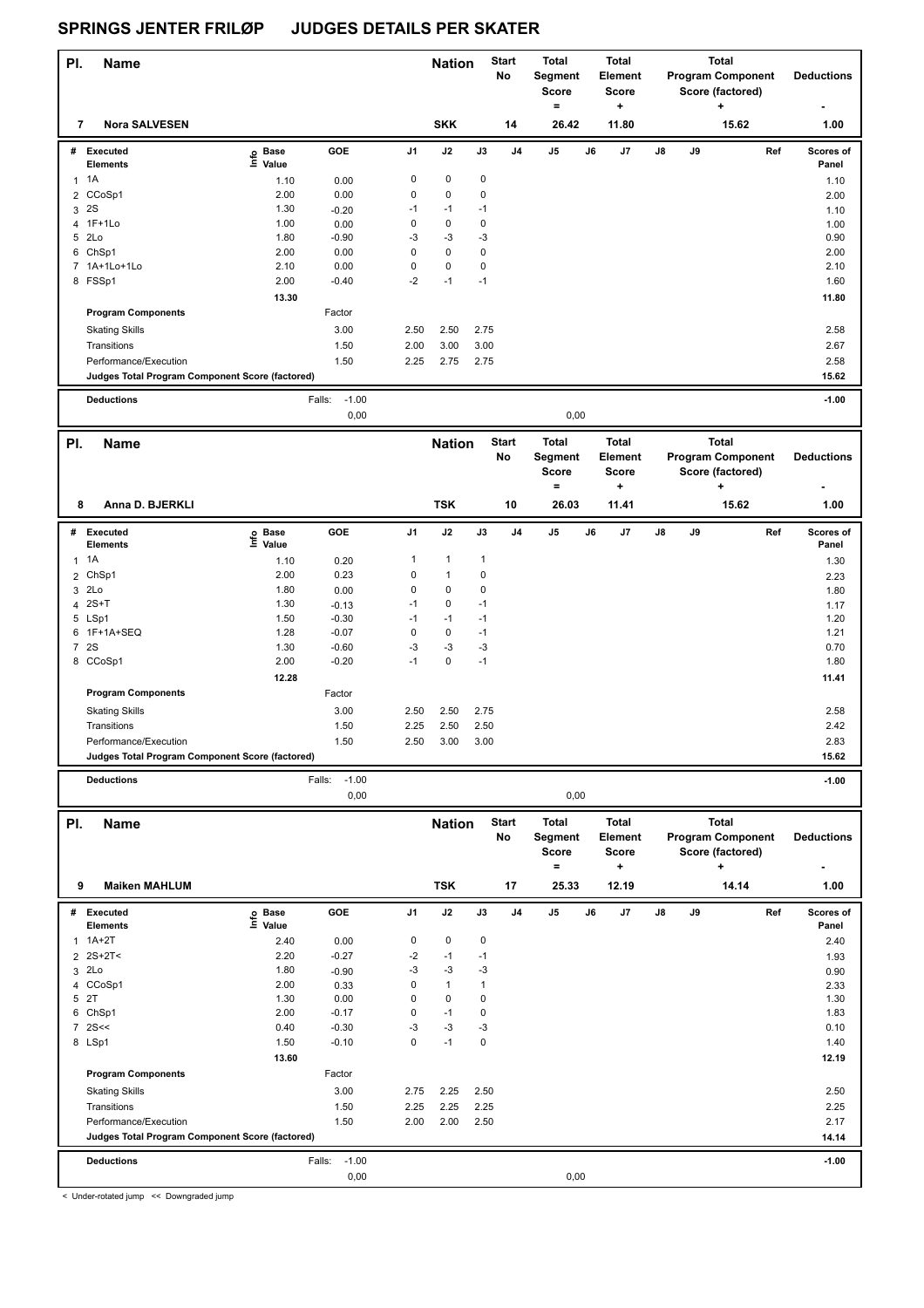# SPRINGS JENTER FRILØP JUDGES DETAILS PER SKATER

| Pl. | Name | Nation | Start No | Total Segment Score = | Total Element Score + | Total Program Component Score (factored) + | Deductions - |
|---|---|---|---|---|---|---|---|
| 7 | Nora SALVESEN | SKK | 14 | 26.42 | 11.80 | 15.62 | 1.00 |

| # | Executed Elements | Info | Base Value | GOE | J1 | J2 | J3 | J4 | J5 | J6 | J7 | J8 | J9 | Ref | Scores of Panel |
|---|---|---|---|---|---|---|---|---|---|---|---|---|---|---|---|
| 1 | 1A | | 1.10 | 0.00 | 0 | 0 | 0 | | | | | | | | 1.10 |
| 2 | CCoSp1 | | 2.00 | 0.00 | 0 | 0 | 0 | | | | | | | | 2.00 |
| 3 | 2S | | 1.30 | -0.20 | -1 | -1 | -1 | | | | | | | | 1.10 |
| 4 | 1F+1Lo | | 1.00 | 0.00 | 0 | 0 | 0 | | | | | | | | 1.00 |
| 5 | 2Lo | | 1.80 | -0.90 | -3 | -3 | -3 | | | | | | | | 0.90 |
| 6 | ChSp1 | | 2.00 | 0.00 | 0 | 0 | 0 | | | | | | | | 2.00 |
| 7 | 1A+1Lo+1Lo | | 2.10 | 0.00 | 0 | 0 | 0 | | | | | | | | 2.10 |
| 8 | FSSp1 | | 2.00 | -0.40 | -2 | -1 | -1 | | | | | | | | 1.60 |
| | | | 13.30 | | | | | | | | | | | | 11.80 |
| | **Program Components** | | | Factor | | | | | | | | | | | |
| | Skating Skills | | | 3.00 | 2.50 | 2.50 | 2.75 | | | | | | | | 2.58 |
| | Transitions | | | 1.50 | 2.00 | 3.00 | 3.00 | | | | | | | | 2.67 |
| | Performance/Execution | | | 1.50 | 2.25 | 2.75 | 2.75 | | | | | | | | 2.58 |
| | **Judges Total Program Component Score (factored)** | | | | | | | | | | | | | | 15.62 |
| | **Deductions** | | | Falls: -1.00 | | | | | | | | | | | -1.00 |
| | | | | 0,00 | | | | | 0,00 | | | | | | |

| Pl. | Name | Nation | Start No | Total Segment Score = | Total Element Score + | Total Program Component Score (factored) + | Deductions - |
|---|---|---|---|---|---|---|---|
| 8 | Anna D. BJERKLI | TSK | 10 | 26.03 | 11.41 | 15.62 | 1.00 |

| # | Executed Elements | Info | Base Value | GOE | J1 | J2 | J3 | J4 | J5 | J6 | J7 | J8 | J9 | Ref | Scores of Panel |
|---|---|---|---|---|---|---|---|---|---|---|---|---|---|---|---|
| 1 | 1A | | 1.10 | 0.20 | 1 | 1 | 1 | | | | | | | | 1.30 |
| 2 | ChSp1 | | 2.00 | 0.23 | 0 | 1 | 0 | | | | | | | | 2.23 |
| 3 | 2Lo | | 1.80 | 0.00 | 0 | 0 | 0 | | | | | | | | 1.80 |
| 4 | 2S+T | | 1.30 | -0.13 | -1 | 0 | -1 | | | | | | | | 1.17 |
| 5 | LSp1 | | 1.50 | -0.30 | -1 | -1 | -1 | | | | | | | | 1.20 |
| 6 | 1F+1A+SEQ | | 1.28 | -0.07 | 0 | 0 | -1 | | | | | | | | 1.21 |
| 7 | 2S | | 1.30 | -0.60 | -3 | -3 | -3 | | | | | | | | 0.70 |
| 8 | CCoSp1 | | 2.00 | -0.20 | -1 | 0 | -1 | | | | | | | | 1.80 |
| | | | 12.28 | | | | | | | | | | | | 11.41 |
| | **Program Components** | | | Factor | | | | | | | | | | | |
| | Skating Skills | | | 3.00 | 2.50 | 2.50 | 2.75 | | | | | | | | 2.58 |
| | Transitions | | | 1.50 | 2.25 | 2.50 | 2.50 | | | | | | | | 2.42 |
| | Performance/Execution | | | 1.50 | 2.50 | 3.00 | 3.00 | | | | | | | | 2.83 |
| | **Judges Total Program Component Score (factored)** | | | | | | | | | | | | | | 15.62 |
| | **Deductions** | | | Falls: -1.00 | | | | | | | | | | | -1.00 |
| | | | | 0,00 | | | | | 0,00 | | | | | | |

| Pl. | Name | Nation | Start No | Total Segment Score = | Total Element Score + | Total Program Component Score (factored) + | Deductions - |
|---|---|---|---|---|---|---|---|
| 9 | Maiken MAHLUM | TSK | 17 | 25.33 | 12.19 | 14.14 | 1.00 |

| # | Executed Elements | Info | Base Value | GOE | J1 | J2 | J3 | J4 | J5 | J6 | J7 | J8 | J9 | Ref | Scores of Panel |
|---|---|---|---|---|---|---|---|---|---|---|---|---|---|---|---|
| 1 | 1A+2T | | 2.40 | 0.00 | 0 | 0 | 0 | | | | | | | | 2.40 |
| 2 | 2S+2T< | | 2.20 | -0.27 | -2 | -1 | -1 | | | | | | | | 1.93 |
| 3 | 2Lo | | 1.80 | -0.90 | -3 | -3 | -3 | | | | | | | | 0.90 |
| 4 | CCoSp1 | | 2.00 | 0.33 | 0 | 1 | 1 | | | | | | | | 2.33 |
| 5 | 2T | | 1.30 | 0.00 | 0 | 0 | 0 | | | | | | | | 1.30 |
| 6 | ChSp1 | | 2.00 | -0.17 | 0 | -1 | 0 | | | | | | | | 1.83 |
| 7 | 2S<< | | 0.40 | -0.30 | -3 | -3 | -3 | | | | | | | | 0.10 |
| 8 | LSp1 | | 1.50 | -0.10 | 0 | -1 | 0 | | | | | | | | 1.40 |
| | | | 13.60 | | | | | | | | | | | | 12.19 |
| | **Program Components** | | | Factor | | | | | | | | | | | |
| | Skating Skills | | | 3.00 | 2.75 | 2.25 | 2.50 | | | | | | | | 2.50 |
| | Transitions | | | 1.50 | 2.25 | 2.25 | 2.25 | | | | | | | | 2.25 |
| | Performance/Execution | | | 1.50 | 2.00 | 2.00 | 2.50 | | | | | | | | 2.17 |
| | **Judges Total Program Component Score (factored)** | | | | | | | | | | | | | | 14.14 |
| | **Deductions** | | | Falls: -1.00 | | | | | | | | | | | -1.00 |
| | | | | 0,00 | | | | | 0,00 | | | | | | |

< Under-rotated jump << Downgraded jump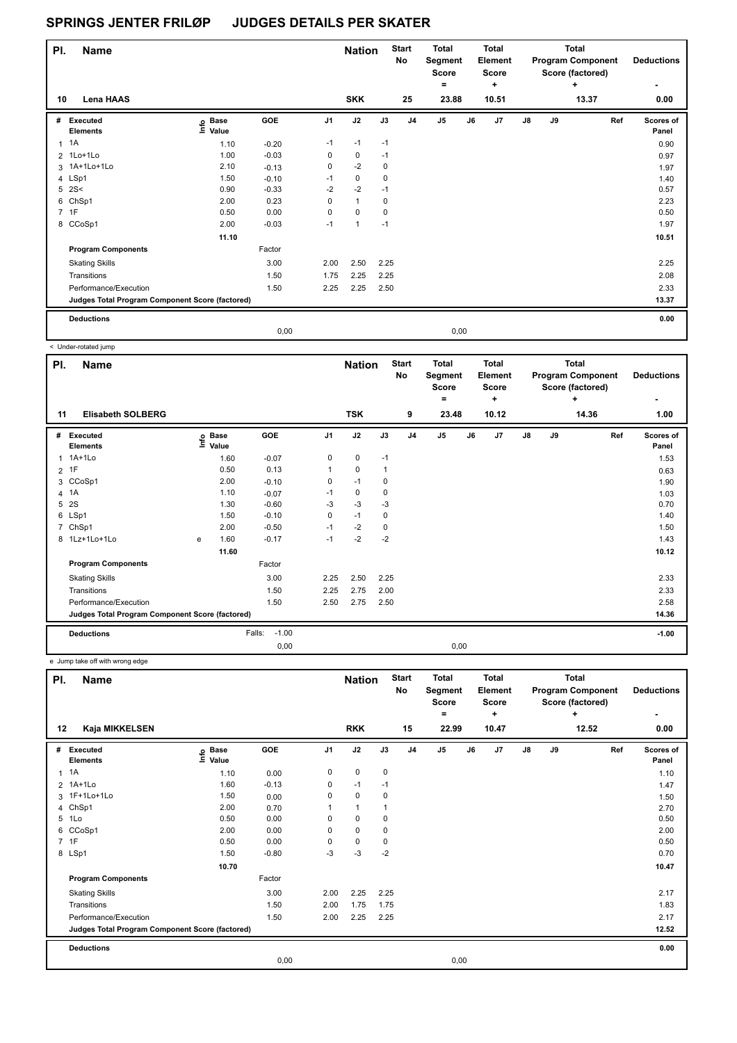# SPRINGS JENTER FRILØP JUDGES DETAILS PER SKATER

| Pl. | Name | Nation | Start No | Total Segment Score = | Total Element Score + | Total Program Component Score (factored) + | Deductions - |
|---|---|---|---|---|---|---|---|
| 10 | Lena HAAS | SKK | 25 | 23.88 | 10.51 | 13.37 | 0.00 |

| # | Executed Elements | Info | Base Value | GOE | J1 | J2 | J3 | J4 | J5 | J6 | J7 | J8 | J9 | Ref | Scores of Panel |
|---|---|---|---|---|---|---|---|---|---|---|---|---|---|---|---|
| 1 | 1A | | 1.10 | -0.20 | -1 | -1 | -1 | | | | | | | | 0.90 |
| 2 | 1Lo+1Lo | | 1.00 | -0.03 | 0 | 0 | -1 | | | | | | | | 0.97 |
| 3 | 1A+1Lo+1Lo | | 2.10 | -0.13 | 0 | -2 | 0 | | | | | | | | 1.97 |
| 4 | LSp1 | | 1.50 | -0.10 | -1 | 0 | 0 | | | | | | | | 1.40 |
| 5 | 2S< | | 0.90 | -0.33 | -2 | -2 | -1 | | | | | | | | 0.57 |
| 6 | ChSp1 | | 2.00 | 0.23 | 0 | 1 | 0 | | | | | | | | 2.23 |
| 7 | 1F | | 0.50 | 0.00 | 0 | 0 | 0 | | | | | | | | 0.50 |
| 8 | CCoSp1 | | 2.00 | -0.03 | -1 | 1 | -1 | | | | | | | | 1.97 |
| | | | 11.10 | | | | | | | | | | | | 10.51 |
| | **Program Components** | | | Factor | | | | | | | | | | | |
| | Skating Skills | | | 3.00 | 2.00 | 2.50 | 2.25 | | | | | | | | 2.25 |
| | Transitions | | | 1.50 | 1.75 | 2.25 | 2.25 | | | | | | | | 2.08 |
| | Performance/Execution | | | 1.50 | 2.25 | 2.25 | 2.50 | | | | | | | | 2.33 |
| | **Judges Total Program Component Score (factored)** | | | | | | | | | | | | | | 13.37 |
| | **Deductions** | | | | | | | | | | | | | | 0.00 |
| | | | | 0,00 | | | | | 0,00 | | | | | | |

< Under-rotated jump

| Pl. | Name | Nation | Start No | Total Segment Score = | Total Element Score + | Total Program Component Score (factored) + | Deductions - |
|---|---|---|---|---|---|---|---|
| 11 | Elisabeth SOLBERG | TSK | 9 | 23.48 | 10.12 | 14.36 | 1.00 |

| # | Executed Elements | Info | Base Value | GOE | J1 | J2 | J3 | J4 | J5 | J6 | J7 | J8 | J9 | Ref | Scores of Panel |
|---|---|---|---|---|---|---|---|---|---|---|---|---|---|---|---|
| 1 | 1A+1Lo | | 1.60 | -0.07 | 0 | 0 | -1 | | | | | | | | 1.53 |
| 2 | 1F | | 0.50 | 0.13 | 1 | 0 | 1 | | | | | | | | 0.63 |
| 3 | CCoSp1 | | 2.00 | -0.10 | 0 | -1 | 0 | | | | | | | | 1.90 |
| 4 | 1A | | 1.10 | -0.07 | -1 | 0 | 0 | | | | | | | | 1.03 |
| 5 | 2S | | 1.30 | -0.60 | -3 | -3 | -3 | | | | | | | | 0.70 |
| 6 | LSp1 | | 1.50 | -0.10 | 0 | -1 | 0 | | | | | | | | 1.40 |
| 7 | ChSp1 | | 2.00 | -0.50 | -1 | -2 | 0 | | | | | | | | 1.50 |
| 8 | 1Lz+1Lo+1Lo | e | 1.60 | -0.17 | -1 | -2 | -2 | | | | | | | | 1.43 |
| | | | 11.60 | | | | | | | | | | | | 10.12 |
| | **Program Components** | | | Factor | | | | | | | | | | | |
| | Skating Skills | | | 3.00 | 2.25 | 2.50 | 2.25 | | | | | | | | 2.33 |
| | Transitions | | | 1.50 | 2.25 | 2.75 | 2.00 | | | | | | | | 2.33 |
| | Performance/Execution | | | 1.50 | 2.50 | 2.75 | 2.50 | | | | | | | | 2.58 |
| | **Judges Total Program Component Score (factored)** | | | | | | | | | | | | | | 14.36 |
| | **Deductions** | | | Falls: -1.00 | | | | | | | | | | | -1.00 |
| | | | | 0,00 | | | | | 0,00 | | | | | | |

e Jump take off with wrong edge

| Pl. | Name | Nation | Start No | Total Segment Score = | Total Element Score + | Total Program Component Score (factored) + | Deductions - |
|---|---|---|---|---|---|---|---|
| 12 | Kaja MIKKELSEN | RKK | 15 | 22.99 | 10.47 | 12.52 | 0.00 |

| # | Executed Elements | Info | Base Value | GOE | J1 | J2 | J3 | J4 | J5 | J6 | J7 | J8 | J9 | Ref | Scores of Panel |
|---|---|---|---|---|---|---|---|---|---|---|---|---|---|---|---|
| 1 | 1A | | 1.10 | 0.00 | 0 | 0 | 0 | | | | | | | | 1.10 |
| 2 | 1A+1Lo | | 1.60 | -0.13 | 0 | -1 | -1 | | | | | | | | 1.47 |
| 3 | 1F+1Lo+1Lo | | 1.50 | 0.00 | 0 | 0 | 0 | | | | | | | | 1.50 |
| 4 | ChSp1 | | 2.00 | 0.70 | 1 | 1 | 1 | | | | | | | | 2.70 |
| 5 | 1Lo | | 0.50 | 0.00 | 0 | 0 | 0 | | | | | | | | 0.50 |
| 6 | CCoSp1 | | 2.00 | 0.00 | 0 | 0 | 0 | | | | | | | | 2.00 |
| 7 | 1F | | 0.50 | 0.00 | 0 | 0 | 0 | | | | | | | | 0.50 |
| 8 | LSp1 | | 1.50 | -0.80 | -3 | -3 | -2 | | | | | | | | 0.70 |
| | | | 10.70 | | | | | | | | | | | | 10.47 |
| | **Program Components** | | | Factor | | | | | | | | | | | |
| | Skating Skills | | | 3.00 | 2.00 | 2.25 | 2.25 | | | | | | | | 2.17 |
| | Transitions | | | 1.50 | 2.00 | 1.75 | 1.75 | | | | | | | | 1.83 |
| | Performance/Execution | | | 1.50 | 2.00 | 2.25 | 2.25 | | | | | | | | 2.17 |
| | **Judges Total Program Component Score (factored)** | | | | | | | | | | | | | | 12.52 |
| | **Deductions** | | | | | | | | | | | | | | 0.00 |
| | | | | 0,00 | | | | | 0,00 | | | | | | |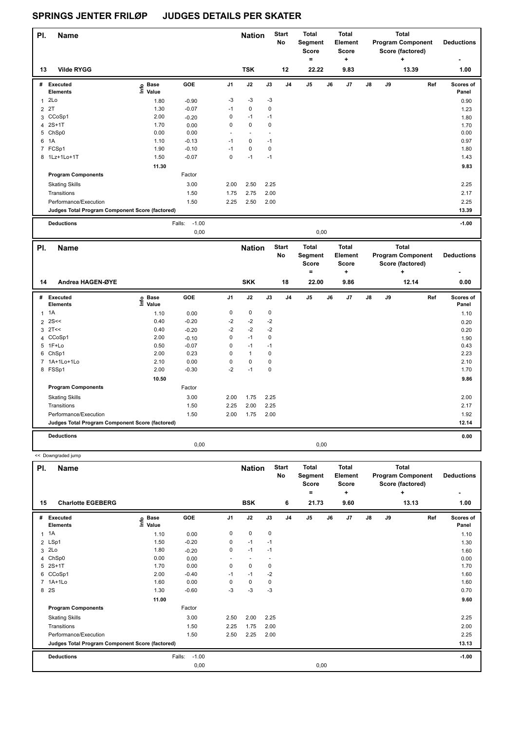# SPRINGS JENTER FRILØP JUDGES DETAILS PER SKATER

| Pl. | Name | Nation | Start No | Total Segment Score = | Total Element Score + | Total Program Component Score (factored) + | Deductions - |
|---|---|---|---|---|---|---|---|
| 13 | Vilde RYGG | TSK | 12 | 22.22 | 9.83 | 13.39 | 1.00 |

| # | Executed Elements | Info | Base Value | GOE | J1 | J2 | J3 | J4 | J5 | J6 | J7 | J8 | J9 | Ref | Scores of Panel |
|---|---|---|---|---|---|---|---|---|---|---|---|---|---|---|---|
| 1 | 2Lo | | 1.80 | -0.90 | -3 | -3 | -3 | | | | | | | | 0.90 |
| 2 | 2T | | 1.30 | -0.07 | -1 | 0 | 0 | | | | | | | | 1.23 |
| 3 | CCoSp1 | | 2.00 | -0.20 | 0 | -1 | -1 | | | | | | | | 1.80 |
| 4 | 2S+1T | | 1.70 | 0.00 | 0 | 0 | 0 | | | | | | | | 1.70 |
| 5 | ChSp0 | | 0.00 | 0.00 | - | - | - | | | | | | | | 0.00 |
| 6 | 1A | | 1.10 | -0.13 | -1 | 0 | -1 | | | | | | | | 0.97 |
| 7 | FCSp1 | | 1.90 | -0.10 | -1 | 0 | 0 | | | | | | | | 1.80 |
| 8 | 1Lz+1Lo+1T | | 1.50 | -0.07 | 0 | -1 | -1 | | | | | | | | 1.43 |
| | | | 11.30 | | | | | | | | | | | | 9.83 |
| | Program Components | | | Factor | | | | | | | | | | | |
| | Skating Skills | | | 3.00 | 2.00 | 2.50 | 2.25 | | | | | | | | 2.25 |
| | Transitions | | | 1.50 | 1.75 | 2.75 | 2.00 | | | | | | | | 2.17 |
| | Performance/Execution | | | 1.50 | 2.25 | 2.50 | 2.00 | | | | | | | | 2.25 |
| | Judges Total Program Component Score (factored) | | | | | | | | | | | | | | 13.39 |
| | Deductions | | | Falls: -1.00 | | | | | | | | | | | -1.00 |
| | | | | 0,00 | | | | | 0,00 | | | | | | |

| Pl. | Name | Nation | Start No | Total Segment Score = | Total Element Score + | Total Program Component Score (factored) + | Deductions - |
|---|---|---|---|---|---|---|---|
| 14 | Andrea HAGEN-ØYE | SKK | 18 | 22.00 | 9.86 | 12.14 | 0.00 |

| # | Executed Elements | Info | Base Value | GOE | J1 | J2 | J3 | J4 | J5 | J6 | J7 | J8 | J9 | Ref | Scores of Panel |
|---|---|---|---|---|---|---|---|---|---|---|---|---|---|---|---|
| 1 | 1A | | 1.10 | 0.00 | 0 | 0 | 0 | | | | | | | | 1.10 |
| 2 | 2S<< | | 0.40 | -0.20 | -2 | -2 | -2 | | | | | | | | 0.20 |
| 3 | 2T<< | | 0.40 | -0.20 | -2 | -2 | -2 | | | | | | | | 0.20 |
| 4 | CCoSp1 | | 2.00 | -0.10 | 0 | -1 | 0 | | | | | | | | 1.90 |
| 5 | 1F+Lo | | 0.50 | -0.07 | 0 | -1 | -1 | | | | | | | | 0.43 |
| 6 | ChSp1 | | 2.00 | 0.23 | 0 | 1 | 0 | | | | | | | | 2.23 |
| 7 | 1A+1Lo+1Lo | | 2.10 | 0.00 | 0 | 0 | 0 | | | | | | | | 2.10 |
| 8 | FSSp1 | | 2.00 | -0.30 | -2 | -1 | 0 | | | | | | | | 1.70 |
| | | | 10.50 | | | | | | | | | | | | 9.86 |
| | Program Components | | | Factor | | | | | | | | | | | |
| | Skating Skills | | | 3.00 | 2.00 | 1.75 | 2.25 | | | | | | | | 2.00 |
| | Transitions | | | 1.50 | 2.25 | 2.00 | 2.25 | | | | | | | | 2.17 |
| | Performance/Execution | | | 1.50 | 2.00 | 1.75 | 2.00 | | | | | | | | 1.92 |
| | Judges Total Program Component Score (factored) | | | | | | | | | | | | | | 12.14 |
| | Deductions | | | | | | | | | | | | | | 0.00 |
| | | | | 0,00 | | | | | 0,00 | | | | | | |

<< Downgraded jump

| Pl. | Name | Nation | Start No | Total Segment Score = | Total Element Score + | Total Program Component Score (factored) + | Deductions - |
|---|---|---|---|---|---|---|---|
| 15 | Charlotte EGEBERG | BSK | 6 | 21.73 | 9.60 | 13.13 | 1.00 |

| # | Executed Elements | Info | Base Value | GOE | J1 | J2 | J3 | J4 | J5 | J6 | J7 | J8 | J9 | Ref | Scores of Panel |
|---|---|---|---|---|---|---|---|---|---|---|---|---|---|---|---|
| 1 | 1A | | 1.10 | 0.00 | 0 | 0 | 0 | | | | | | | | 1.10 |
| 2 | LSp1 | | 1.50 | -0.20 | 0 | -1 | -1 | | | | | | | | 1.30 |
| 3 | 2Lo | | 1.80 | -0.20 | 0 | -1 | -1 | | | | | | | | 1.60 |
| 4 | ChSp0 | | 0.00 | 0.00 | - | - | - | | | | | | | | 0.00 |
| 5 | 2S+1T | | 1.70 | 0.00 | 0 | 0 | 0 | | | | | | | | 1.70 |
| 6 | CCoSp1 | | 2.00 | -0.40 | -1 | -1 | -2 | | | | | | | | 1.60 |
| 7 | 1A+1Lo | | 1.60 | 0.00 | 0 | 0 | 0 | | | | | | | | 1.60 |
| 8 | 2S | | 1.30 | -0.60 | -3 | -3 | -3 | | | | | | | | 0.70 |
| | | | 11.00 | | | | | | | | | | | | 9.60 |
| | Program Components | | | Factor | | | | | | | | | | | |
| | Skating Skills | | | 3.00 | 2.50 | 2.00 | 2.25 | | | | | | | | 2.25 |
| | Transitions | | | 1.50 | 2.25 | 1.75 | 2.00 | | | | | | | | 2.00 |
| | Performance/Execution | | | 1.50 | 2.50 | 2.25 | 2.00 | | | | | | | | 2.25 |
| | Judges Total Program Component Score (factored) | | | | | | | | | | | | | | 13.13 |
| | Deductions | | | Falls: -1.00 | | | | | | | | | | | -1.00 |
| | | | | 0,00 | | | | | 0,00 | | | | | | |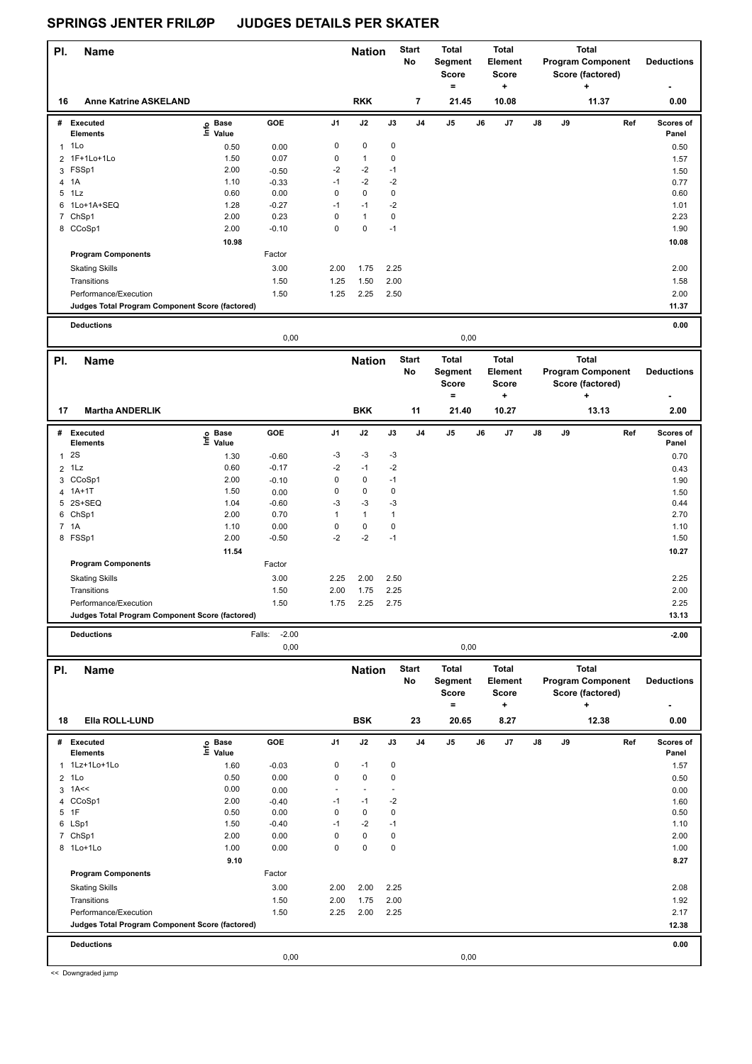# SPRINGS JENTER FRILØP JUDGES DETAILS PER SKATER

| Pl. | Name | Nation | Start No | Total Segment Score = | Total Element Score + | Total Program Component Score (factored) + | Deductions - |
|---|---|---|---|---|---|---|---|
| 16 | Anne Katrine ASKELAND | RKK | 7 | 21.45 | 10.08 | 11.37 | 0.00 |

| # | Executed Elements | Info | Base Value | GOE | J1 | J2 | J3 | J4 | J5 | J6 | J7 | J8 | J9 | Ref | Scores of Panel |
|---|---|---|---|---|---|---|---|---|---|---|---|---|---|---|---|
| 1 | 1Lo | | 0.50 | 0.00 | 0 | 0 | 0 | | | | | | | | 0.50 |
| 2 | 1F+1Lo+1Lo | | 1.50 | 0.07 | 0 | 1 | 0 | | | | | | | | 1.57 |
| 3 | FSSp1 | | 2.00 | -0.50 | -2 | -2 | -1 | | | | | | | | 1.50 |
| 4 | 1A | | 1.10 | -0.33 | -1 | -2 | -2 | | | | | | | | 0.77 |
| 5 | 1Lz | | 0.60 | 0.00 | 0 | 0 | 0 | | | | | | | | 0.60 |
| 6 | 1Lo+1A+SEQ | | 1.28 | -0.27 | -1 | -1 | -2 | | | | | | | | 1.01 |
| 7 | ChSp1 | | 2.00 | 0.23 | 0 | 1 | 0 | | | | | | | | 2.23 |
| 8 | CCoSp1 | | 2.00 | -0.10 | 0 | 0 | -1 | | | | | | | | 1.90 |
| | | | 10.98 | | | | | | | | | | | | 10.08 |
| | **Program Components** | | | Factor | | | | | | | | | | | |
| | Skating Skills | | | 3.00 | 2.00 | 1.75 | 2.25 | | | | | | | | 2.00 |
| | Transitions | | | 1.50 | 1.25 | 1.50 | 2.00 | | | | | | | | 1.58 |
| | Performance/Execution | | | 1.50 | 1.25 | 2.25 | 2.50 | | | | | | | | 2.00 |
| | **Judges Total Program Component Score (factored)** | | | | | | | | | | | | | | 11.37 |
| | **Deductions** | | | | | | | | | | | | | | 0.00 |
| | | | | 0,00 | | | | | 0,00 | | | | | | |

| Pl. | Name | Nation | Start No | Total Segment Score = | Total Element Score + | Total Program Component Score (factored) + | Deductions - |
|---|---|---|---|---|---|---|---|
| 17 | Martha ANDERLIK | BKK | 11 | 21.40 | 10.27 | 13.13 | 2.00 |

| # | Executed Elements | Info | Base Value | GOE | J1 | J2 | J3 | J4 | J5 | J6 | J7 | J8 | J9 | Ref | Scores of Panel |
|---|---|---|---|---|---|---|---|---|---|---|---|---|---|---|---|
| 1 | 2S | | 1.30 | -0.60 | -3 | -3 | -3 | | | | | | | | 0.70 |
| 2 | 1Lz | | 0.60 | -0.17 | -2 | -1 | -2 | | | | | | | | 0.43 |
| 3 | CCoSp1 | | 2.00 | -0.10 | 0 | 0 | -1 | | | | | | | | 1.90 |
| 4 | 1A+1T | | 1.50 | 0.00 | 0 | 0 | 0 | | | | | | | | 1.50 |
| 5 | 2S+SEQ | | 1.04 | -0.60 | -3 | -3 | -3 | | | | | | | | 0.44 |
| 6 | ChSp1 | | 2.00 | 0.70 | 1 | 1 | 1 | | | | | | | | 2.70 |
| 7 | 1A | | 1.10 | 0.00 | 0 | 0 | 0 | | | | | | | | 1.10 |
| 8 | FSSp1 | | 2.00 | -0.50 | -2 | -2 | -1 | | | | | | | | 1.50 |
| | | | 11.54 | | | | | | | | | | | | 10.27 |
| | **Program Components** | | | Factor | | | | | | | | | | | |
| | Skating Skills | | | 3.00 | 2.25 | 2.00 | 2.50 | | | | | | | | 2.25 |
| | Transitions | | | 1.50 | 2.00 | 1.75 | 2.25 | | | | | | | | 2.00 |
| | Performance/Execution | | | 1.50 | 1.75 | 2.25 | 2.75 | | | | | | | | 2.25 |
| | **Judges Total Program Component Score (factored)** | | | | | | | | | | | | | | 13.13 |
| | **Deductions** | | | Falls: -2.00 | | | | | | | | | | | -2.00 |
| | | | | 0,00 | | | | | 0,00 | | | | | | |

| Pl. | Name | Nation | Start No | Total Segment Score = | Total Element Score + | Total Program Component Score (factored) + | Deductions - |
|---|---|---|---|---|---|---|---|
| 18 | Ella ROLL-LUND | BSK | 23 | 20.65 | 8.27 | 12.38 | 0.00 |

| # | Executed Elements | Info | Base Value | GOE | J1 | J2 | J3 | J4 | J5 | J6 | J7 | J8 | J9 | Ref | Scores of Panel |
|---|---|---|---|---|---|---|---|---|---|---|---|---|---|---|---|
| 1 | 1Lz+1Lo+1Lo | | 1.60 | -0.03 | 0 | -1 | 0 | | | | | | | | 1.57 |
| 2 | 1Lo | | 0.50 | 0.00 | 0 | 0 | 0 | | | | | | | | 0.50 |
| 3 | 1A<< | | 0.00 | 0.00 | - | - | - | | | | | | | | 0.00 |
| 4 | CCoSp1 | | 2.00 | -0.40 | -1 | -1 | -2 | | | | | | | | 1.60 |
| 5 | 1F | | 0.50 | 0.00 | 0 | 0 | 0 | | | | | | | | 0.50 |
| 6 | LSp1 | | 1.50 | -0.40 | -1 | -2 | -1 | | | | | | | | 1.10 |
| 7 | ChSp1 | | 2.00 | 0.00 | 0 | 0 | 0 | | | | | | | | 2.00 |
| 8 | 1Lo+1Lo | | 1.00 | 0.00 | 0 | 0 | 0 | | | | | | | | 1.00 |
| | | | 9.10 | | | | | | | | | | | | 8.27 |
| | **Program Components** | | | Factor | | | | | | | | | | | |
| | Skating Skills | | | 3.00 | 2.00 | 2.00 | 2.25 | | | | | | | | 2.08 |
| | Transitions | | | 1.50 | 2.00 | 1.75 | 2.00 | | | | | | | | 1.92 |
| | Performance/Execution | | | 1.50 | 2.25 | 2.00 | 2.25 | | | | | | | | 2.17 |
| | **Judges Total Program Component Score (factored)** | | | | | | | | | | | | | | 12.38 |
| | **Deductions** | | | | | | | | | | | | | | 0.00 |
| | | | | 0,00 | | | | | 0,00 | | | | | | |

<< Downgraded jump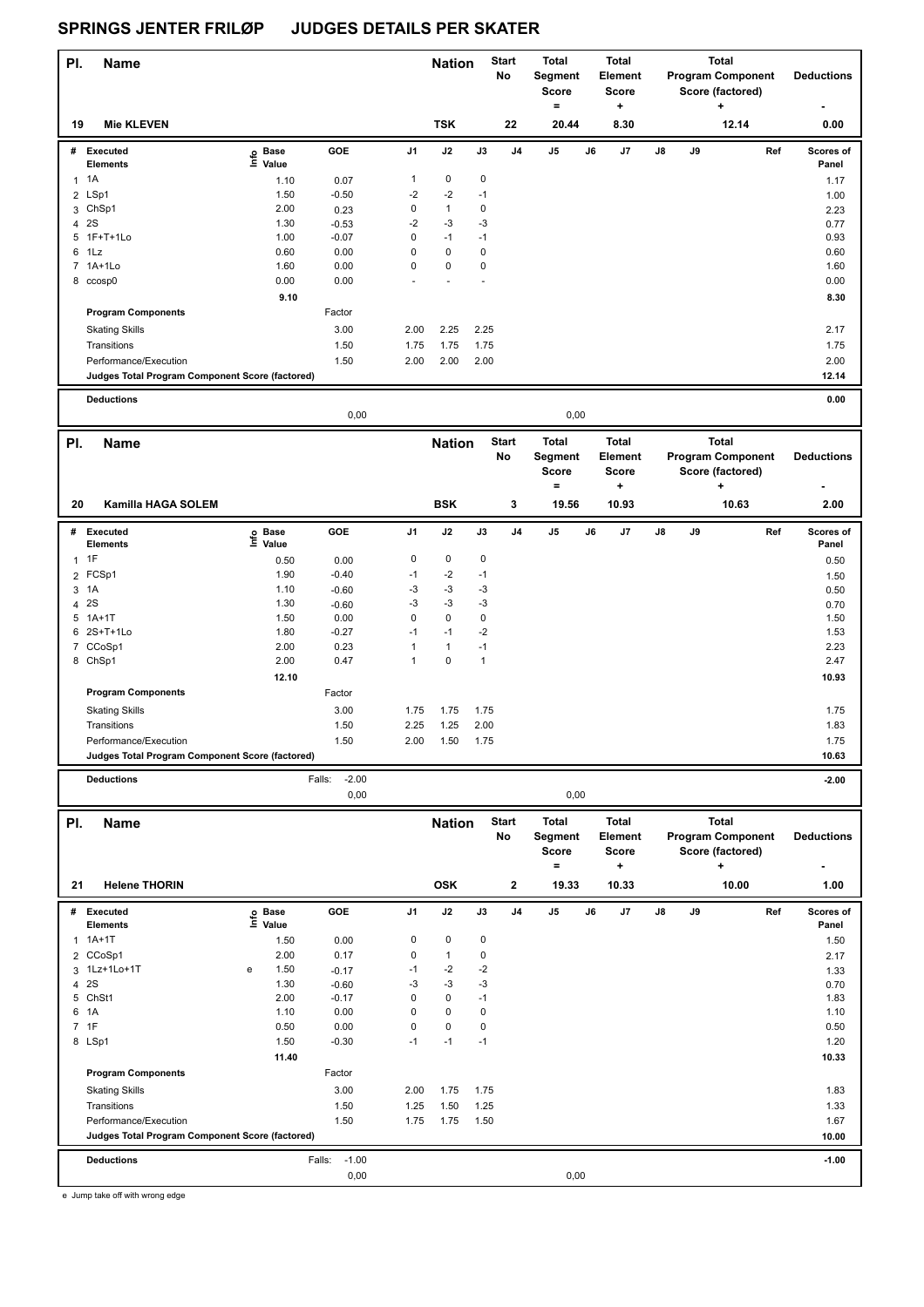# SPRINGS JENTER FRILØP    JUDGES DETAILS PER SKATER

| Pl. | Name | Nation | Start No | Total Segment Score = | Total Element Score + | Total Program Component Score (factored) + | Deductions - |
|---|---|---|---|---|---|---|---|
| 19 | Mie KLEVEN | TSK | 22 | 20.44 | 8.30 | 12.14 | 0.00 |

| # | Executed Elements | Info | Base Value | GOE | J1 | J2 | J3 | J4 | J5 | J6 | J7 | J8 | J9 | Ref | Scores of Panel |
|---|---|---|---|---|---|---|---|---|---|---|---|---|---|---|---|
| 1 | 1A | | 1.10 | 0.07 | 1 | 0 | 0 | | | | | | | | 1.17 |
| 2 | LSp1 | | 1.50 | -0.50 | -2 | -2 | -1 | | | | | | | | 1.00 |
| 3 | ChSp1 | | 2.00 | 0.23 | 0 | 1 | 0 | | | | | | | | 2.23 |
| 4 | 2S | | 1.30 | -0.53 | -2 | -3 | -3 | | | | | | | | 0.77 |
| 5 | 1F+T+1Lo | | 1.00 | -0.07 | 0 | -1 | -1 | | | | | | | | 0.93 |
| 6 | 1Lz | | 0.60 | 0.00 | 0 | 0 | 0 | | | | | | | | 0.60 |
| 7 | 1A+1Lo | | 1.60 | 0.00 | 0 | 0 | 0 | | | | | | | | 1.60 |
| 8 | ccosp0 | | 0.00 | 0.00 | - | - | - | | | | | | | | 0.00 |
| | | | 9.10 | | | | | | | | | | | | 8.30 |
| | Program Components | | | Factor | | | | | | | | | | | |
| | Skating Skills | | | 3.00 | 2.00 | 2.25 | 2.25 | | | | | | | | 2.17 |
| | Transitions | | | 1.50 | 1.75 | 1.75 | 1.75 | | | | | | | | 1.75 |
| | Performance/Execution | | | 1.50 | 2.00 | 2.00 | 2.00 | | | | | | | | 2.00 |
| | Judges Total Program Component Score (factored) | | | | | | | | | | | | | | 12.14 |
| | Deductions | | | | | | | | | | | | | | 0.00 |
| | | | | 0,00 | | | | | 0,00 | | | | | | |

| Pl. | Name | Nation | Start No | Total Segment Score = | Total Element Score + | Total Program Component Score (factored) + | Deductions - |
|---|---|---|---|---|---|---|---|
| 20 | Kamilla HAGA SOLEM | BSK | 3 | 19.56 | 10.93 | 10.63 | 2.00 |

| # | Executed Elements | Info | Base Value | GOE | J1 | J2 | J3 | J4 | J5 | J6 | J7 | J8 | J9 | Ref | Scores of Panel |
|---|---|---|---|---|---|---|---|---|---|---|---|---|---|---|---|
| 1 | 1F | | 0.50 | 0.00 | 0 | 0 | 0 | | | | | | | | 0.50 |
| 2 | FCSp1 | | 1.90 | -0.40 | -1 | -2 | -1 | | | | | | | | 1.50 |
| 3 | 1A | | 1.10 | -0.60 | -3 | -3 | -3 | | | | | | | | 0.50 |
| 4 | 2S | | 1.30 | -0.60 | -3 | -3 | -3 | | | | | | | | 0.70 |
| 5 | 1A+1T | | 1.50 | 0.00 | 0 | 0 | 0 | | | | | | | | 1.50 |
| 6 | 2S+T+1Lo | | 1.80 | -0.27 | -1 | -1 | -2 | | | | | | | | 1.53 |
| 7 | CCoSp1 | | 2.00 | 0.23 | 1 | 1 | -1 | | | | | | | | 2.23 |
| 8 | ChSp1 | | 2.00 | 0.47 | 1 | 0 | 1 | | | | | | | | 2.47 |
| | | | 12.10 | | | | | | | | | | | | 10.93 |
| | Program Components | | | Factor | | | | | | | | | | | |
| | Skating Skills | | | 3.00 | 1.75 | 1.75 | 1.75 | | | | | | | | 1.75 |
| | Transitions | | | 1.50 | 2.25 | 1.25 | 2.00 | | | | | | | | 1.83 |
| | Performance/Execution | | | 1.50 | 2.00 | 1.50 | 1.75 | | | | | | | | 1.75 |
| | Judges Total Program Component Score (factored) | | | | | | | | | | | | | | 10.63 |
| | Deductions | | | Falls: -2.00 | | | | | | | | | | | -2.00 |
| | | | | 0,00 | | | | | 0,00 | | | | | | |

| Pl. | Name | Nation | Start No | Total Segment Score = | Total Element Score + | Total Program Component Score (factored) + | Deductions - |
|---|---|---|---|---|---|---|---|
| 21 | Helene THORIN | OSK | 2 | 19.33 | 10.33 | 10.00 | 1.00 |

| # | Executed Elements | Info | Base Value | GOE | J1 | J2 | J3 | J4 | J5 | J6 | J7 | J8 | J9 | Ref | Scores of Panel |
|---|---|---|---|---|---|---|---|---|---|---|---|---|---|---|---|
| 1 | 1A+1T | | 1.50 | 0.00 | 0 | 0 | 0 | | | | | | | | 1.50 |
| 2 | CCoSp1 | | 2.00 | 0.17 | 0 | 1 | 0 | | | | | | | | 2.17 |
| 3 | 1Lz+1Lo+1T | e | 1.50 | -0.17 | -1 | -2 | -2 | | | | | | | | 1.33 |
| 4 | 2S | | 1.30 | -0.60 | -3 | -3 | -3 | | | | | | | | 0.70 |
| 5 | ChSt1 | | 2.00 | -0.17 | 0 | 0 | -1 | | | | | | | | 1.83 |
| 6 | 1A | | 1.10 | 0.00 | 0 | 0 | 0 | | | | | | | | 1.10 |
| 7 | 1F | | 0.50 | 0.00 | 0 | 0 | 0 | | | | | | | | 0.50 |
| 8 | LSp1 | | 1.50 | -0.30 | -1 | -1 | -1 | | | | | | | | 1.20 |
| | | | 11.40 | | | | | | | | | | | | 10.33 |
| | Program Components | | | Factor | | | | | | | | | | | |
| | Skating Skills | | | 3.00 | 2.00 | 1.75 | 1.75 | | | | | | | | 1.83 |
| | Transitions | | | 1.50 | 1.25 | 1.50 | 1.25 | | | | | | | | 1.33 |
| | Performance/Execution | | | 1.50 | 1.75 | 1.75 | 1.50 | | | | | | | | 1.67 |
| | Judges Total Program Component Score (factored) | | | | | | | | | | | | | | 10.00 |
| | Deductions | | | Falls: -1.00 | | | | | | | | | | | -1.00 |
| | | | | 0,00 | | | | | 0,00 | | | | | | |

e Jump take off with wrong edge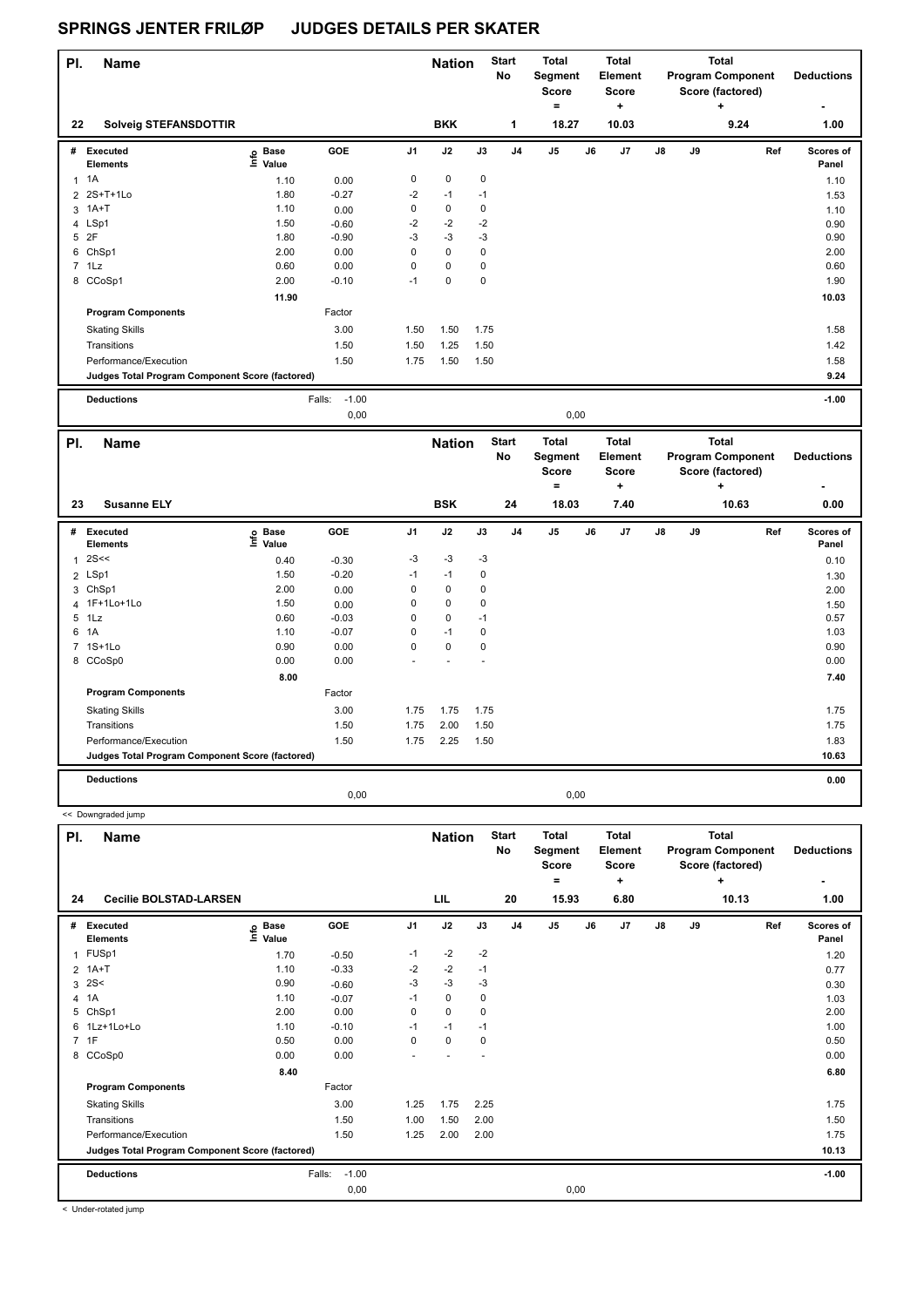# SPRINGS JENTER FRILØP JUDGES DETAILS PER SKATER

| Pl. | Name | Nation | Start No | Total Segment Score = | Total Element Score + | Total Program Component Score (factored) + | Deductions - |
|---|---|---|---|---|---|---|---|
| 22 | Solveig STEFANSDOTTIR | BKK | 1 | 18.27 | 10.03 | 9.24 | 1.00 |

| # | Executed Elements | Info | Base Value | GOE | J1 | J2 | J3 | J4 | J5 | J6 | J7 | J8 | J9 | Ref | Scores of Panel |
|---|---|---|---|---|---|---|---|---|---|---|---|---|---|---|---|
| 1 | 1A | | 1.10 | 0.00 | 0 | 0 | 0 | | | | | | | | 1.10 |
| 2 | 2S+T+1Lo | | 1.80 | -0.27 | -2 | -1 | -1 | | | | | | | | 1.53 |
| 3 | 1A+T | | 1.10 | 0.00 | 0 | 0 | 0 | | | | | | | | 1.10 |
| 4 | LSp1 | | 1.50 | -0.60 | -2 | -2 | -2 | | | | | | | | 0.90 |
| 5 | 2F | | 1.80 | -0.90 | -3 | -3 | -3 | | | | | | | | 0.90 |
| 6 | ChSp1 | | 2.00 | 0.00 | 0 | 0 | 0 | | | | | | | | 2.00 |
| 7 | 1Lz | | 0.60 | 0.00 | 0 | 0 | 0 | | | | | | | | 0.60 |
| 8 | CCoSp1 | | 2.00 | -0.10 | -1 | 0 | 0 | | | | | | | | 1.90 |
| | | | 11.90 | | | | | | | | | | | | 10.03 |
| | Program Components | | | Factor | | | | | | | | | | | |
| | Skating Skills | | | 3.00 | 1.50 | 1.50 | 1.75 | | | | | | | | 1.58 |
| | Transitions | | | 1.50 | 1.50 | 1.25 | 1.50 | | | | | | | | 1.42 |
| | Performance/Execution | | | 1.50 | 1.75 | 1.50 | 1.50 | | | | | | | | 1.58 |
| | Judges Total Program Component Score (factored) | | | | | | | | | | | | | | 9.24 |
| | Deductions | | | Falls: -1.00 | | | | | | | | | | | -1.00 |
| | | | | 0,00 | | | | | 0,00 | | | | | | |

| Pl. | Name | Nation | Start No | Total Segment Score = | Total Element Score + | Total Program Component Score (factored) + | Deductions - |
|---|---|---|---|---|---|---|---|
| 23 | Susanne ELY | BSK | 24 | 18.03 | 7.40 | 10.63 | 0.00 |

| # | Executed Elements | Info | Base Value | GOE | J1 | J2 | J3 | J4 | J5 | J6 | J7 | J8 | J9 | Ref | Scores of Panel |
|---|---|---|---|---|---|---|---|---|---|---|---|---|---|---|---|
| 1 | 2S<< | | 0.40 | -0.30 | -3 | -3 | -3 | | | | | | | | 0.10 |
| 2 | LSp1 | | 1.50 | -0.20 | -1 | -1 | 0 | | | | | | | | 1.30 |
| 3 | ChSp1 | | 2.00 | 0.00 | 0 | 0 | 0 | | | | | | | | 2.00 |
| 4 | 1F+1Lo+1Lo | | 1.50 | 0.00 | 0 | 0 | 0 | | | | | | | | 1.50 |
| 5 | 1Lz | | 0.60 | -0.03 | 0 | 0 | -1 | | | | | | | | 0.57 |
| 6 | 1A | | 1.10 | -0.07 | 0 | -1 | 0 | | | | | | | | 1.03 |
| 7 | 1S+1Lo | | 0.90 | 0.00 | 0 | 0 | 0 | | | | | | | | 0.90 |
| 8 | CCoSp0 | | 0.00 | 0.00 | - | - | - | | | | | | | | 0.00 |
| | | | 8.00 | | | | | | | | | | | | 7.40 |
| | Program Components | | | Factor | | | | | | | | | | | |
| | Skating Skills | | | 3.00 | 1.75 | 1.75 | 1.75 | | | | | | | | 1.75 |
| | Transitions | | | 1.50 | 1.75 | 2.00 | 1.50 | | | | | | | | 1.75 |
| | Performance/Execution | | | 1.50 | 1.75 | 2.25 | 1.50 | | | | | | | | 1.83 |
| | Judges Total Program Component Score (factored) | | | | | | | | | | | | | | 10.63 |
| | Deductions | | | | | | | | | | | | | | 0.00 |
| | | | | 0,00 | | | | | 0,00 | | | | | | |

<< Downgraded jump

| Pl. | Name | Nation | Start No | Total Segment Score = | Total Element Score + | Total Program Component Score (factored) + | Deductions - |
|---|---|---|---|---|---|---|---|
| 24 | Cecilie BOLSTAD-LARSEN | LIL | 20 | 15.93 | 6.80 | 10.13 | 1.00 |

| # | Executed Elements | Info | Base Value | GOE | J1 | J2 | J3 | J4 | J5 | J6 | J7 | J8 | J9 | Ref | Scores of Panel |
|---|---|---|---|---|---|---|---|---|---|---|---|---|---|---|---|
| 1 | FUSp1 | | 1.70 | -0.50 | -1 | -2 | -2 | | | | | | | | 1.20 |
| 2 | 1A+T | | 1.10 | -0.33 | -2 | -2 | -1 | | | | | | | | 0.77 |
| 3 | 2S< | | 0.90 | -0.60 | -3 | -3 | -3 | | | | | | | | 0.30 |
| 4 | 1A | | 1.10 | -0.07 | -1 | 0 | 0 | | | | | | | | 1.03 |
| 5 | ChSp1 | | 2.00 | 0.00 | 0 | 0 | 0 | | | | | | | | 2.00 |
| 6 | 1Lz+1Lo+Lo | | 1.10 | -0.10 | -1 | -1 | -1 | | | | | | | | 1.00 |
| 7 | 1F | | 0.50 | 0.00 | 0 | 0 | 0 | | | | | | | | 0.50 |
| 8 | CCoSp0 | | 0.00 | 0.00 | - | - | - | | | | | | | | 0.00 |
| | | | 8.40 | | | | | | | | | | | | 6.80 |
| | Program Components | | | Factor | | | | | | | | | | | |
| | Skating Skills | | | 3.00 | 1.25 | 1.75 | 2.25 | | | | | | | | 1.75 |
| | Transitions | | | 1.50 | 1.00 | 1.50 | 2.00 | | | | | | | | 1.50 |
| | Performance/Execution | | | 1.50 | 1.25 | 2.00 | 2.00 | | | | | | | | 1.75 |
| | Judges Total Program Component Score (factored) | | | | | | | | | | | | | | 10.13 |
| | Deductions | | | Falls: -1.00 | | | | | | | | | | | -1.00 |
| | | | | 0,00 | | | | | 0,00 | | | | | | |

< Under-rotated jump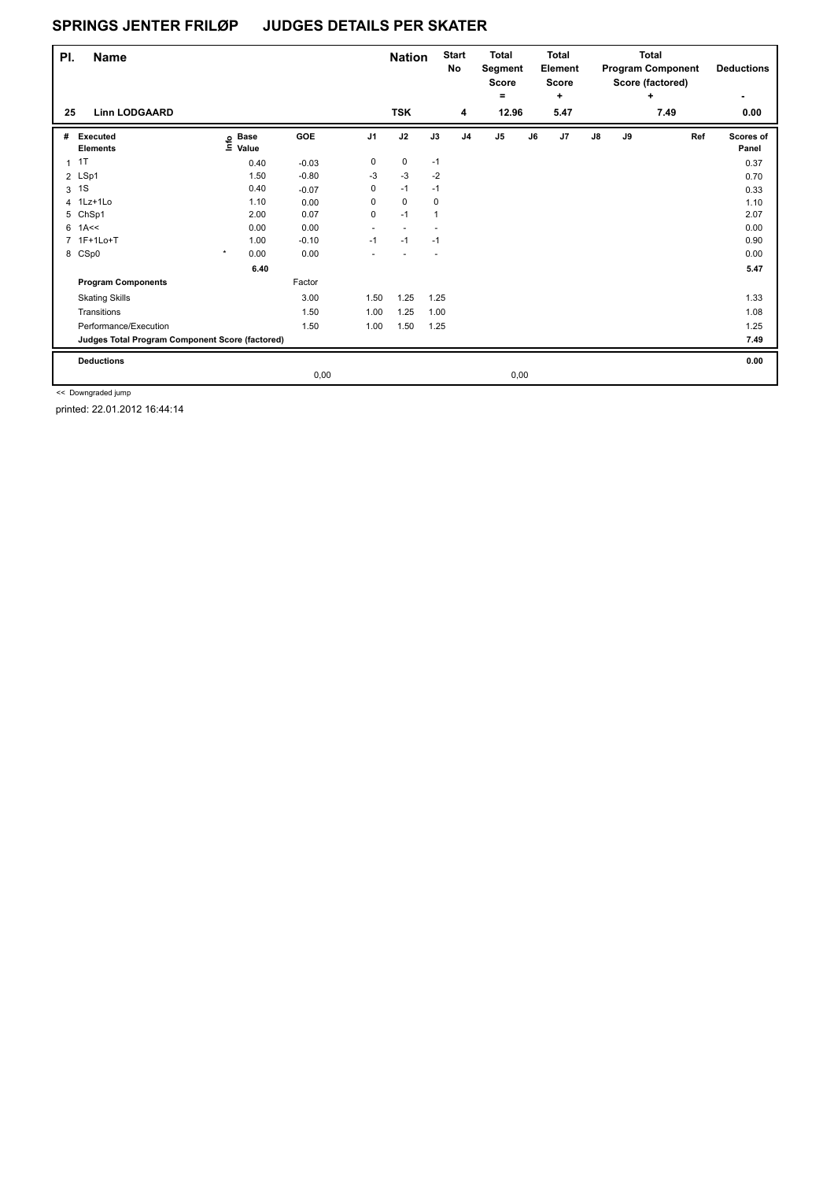# SPRINGS JENTER FRILØP JUDGES DETAILS PER SKATER

| Pl. | Name | Nation | Start No | Total Segment Score = | Total Element Score + | Total Program Component Score (factored) + | Deductions - |
|---|---|---|---|---|---|---|---|
| 25 | Linn LODGAARD | TSK | 4 | 12.96 | 5.47 | 7.49 | 0.00 |

| # | Executed Elements | Info | Base Value | GOE | J1 | J2 | J3 | J4 | J5 | J6 | J7 | J8 | J9 | Ref | Scores of Panel |
|---|---|---|---|---|---|---|---|---|---|---|---|---|---|---|---|
| 1 | 1T | | 0.40 | -0.03 | 0 | 0 | -1 | | | | | | | | 0.37 |
| 2 | LSp1 | | 1.50 | -0.80 | -3 | -3 | -2 | | | | | | | | 0.70 |
| 3 | 1S | | 0.40 | -0.07 | 0 | -1 | -1 | | | | | | | | 0.33 |
| 4 | 1Lz+1Lo | | 1.10 | 0.00 | 0 | 0 | 0 | | | | | | | | 1.10 |
| 5 | ChSp1 | | 2.00 | 0.07 | 0 | -1 | 1 | | | | | | | | 2.07 |
| 6 | 1A<< | | 0.00 | 0.00 | - | - | - | | | | | | | | 0.00 |
| 7 | 1F+1Lo+T | | 1.00 | -0.10 | -1 | -1 | -1 | | | | | | | | 0.90 |
| 8 | CSp0 | * | 0.00 | 0.00 | - | - | - | | | | | | | | 0.00 |
| | | | 6.40 | | | | | | | | | | | | 5.47 |
| | **Program Components** | | | Factor | | | | | | | | | | | |
| | Skating Skills | | | 3.00 | 1.50 | 1.25 | 1.25 | | | | | | | | 1.33 |
| | Transitions | | | 1.50 | 1.00 | 1.25 | 1.00 | | | | | | | | 1.08 |
| | Performance/Execution | | | 1.50 | 1.00 | 1.50 | 1.25 | | | | | | | | 1.25 |
| | **Judges Total Program Component Score (factored)** | | | | | | | | | | | | | | 7.49 |
| | **Deductions** | | | | | | | | | | | | | | 0.00 |
| | | | | 0,00 | | | | | 0,00 | | | | | | |

<< Downgraded jump

printed: 22.01.2012 16:44:14